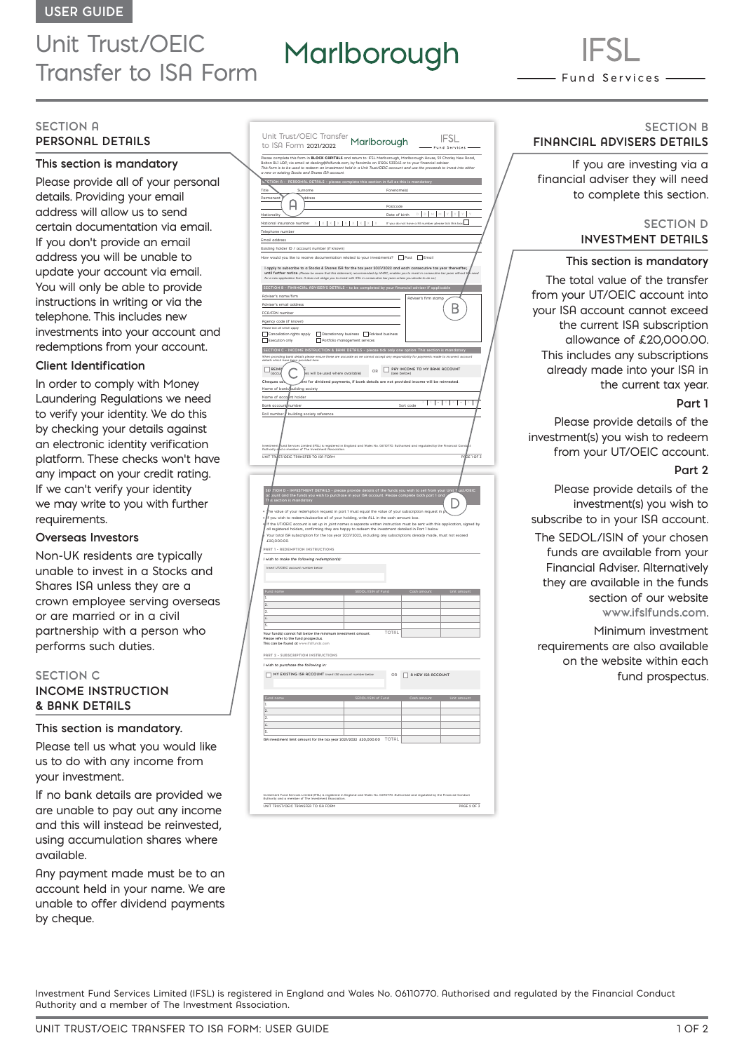USER GUIDE

# Unit Trust/OEIC Transfer to ISA Form

Marlborough

IFSL Fund Services

## SECTION A PERSONAL DETAILS

### This section is mandatory

Please provide all of your personal details. Providing your email address will allow us to send certain documentation via email. If you don't provide an email address you will be unable to update your account via email. You will only be able to provide instructions in writing or via the telephone. This includes new investments into your account and redemptions from your account.

### Client Identification

In order to comply with Money Laundering Regulations we need to verify your identity. We do this by checking your details against an electronic identity verification platform. These checks won't have any impact on your credit rating. If we can't verify your identity we may write to you with further requirements.

### Overseas Investors

Non-UK residents are typically unable to invest in a Stocks and Shares ISA unless they are a crown employee serving overseas or are married or in a civil partnership with a person who performs such duties.

## SECTION C INCOME INSTRUCTION & BANK DETAILS

### This section is mandatory.

Please tell us what you would like us to do with any income from your investment.

If no bank details are provided we are unable to pay out any income and this will instead be reinvested, using accumulation shares where available.

Any payment made must be to an account held in your name. We are unable to offer dividend payments by cheque.

## SECTION B FINANCIAL ADVISERS DETAILS

If you are investing via a financial adviser they will need to complete this section.

## SECTION D INVESTMENT DETAILS

### This section is mandatory

The total value of the transfer from your UT/OEIC account into your ISA account cannot exceed the current ISA subscription allowance of £20,000.00. This includes any subscriptions already made into your ISA in the current tax year.

### Part 1

Please provide details of the investment(s) you wish to redeem from your UT/OEIC account.

### Part 2

Please provide details of the investment(s) you wish to subscribe to in your ISA account.

The SEDOL/ISIN of your chosen funds are available from your Financial Adviser. Alternatively they are available in the funds section of our website www.ifslfunds.com.

Minimum investment requirements are also available on the website within each fund prospectus.

Investment Fund Services Limited (IFSL) is registered in England and Wales No. 06110770. Authorised and regulated by the Financial Conduct Authority and a member of The Investment Association.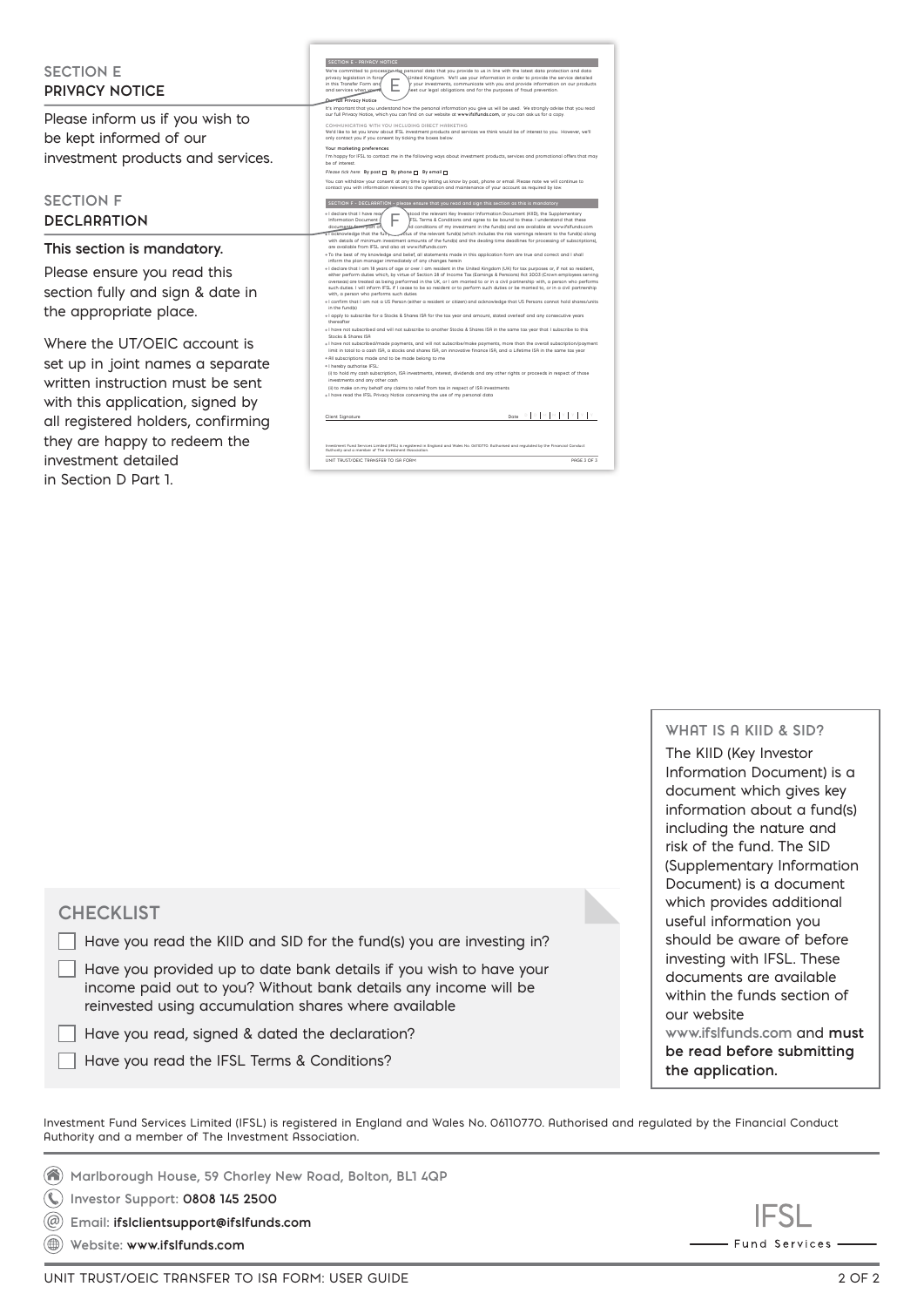## SECTION E
### PRIVACY NOTICE

Please inform us if you wish to be kept informed of our investment products and services.

## SECTION F
### DECLARATION

**This section is mandatory.**

Please ensure you read this section fully and sign & date in the appropriate place.

Where the UT/OEIC account is set up in joint names a separate written instruction must be sent with this application, signed by all registered holders, confirming they are happy to redeem the investment detailed in Section D Part 1.

## CHECKLIST

- ☐ Have you read the KIID and SID for the fund(s) you are investing in?
- ☐ Have you provided up to date bank details if you wish to have your income paid out to you? Without bank details any income will be reinvested using accumulation shares where available
- ☐ Have you read, signed & dated the declaration?
- ☐ Have you read the IFSL Terms & Conditions?

### WHAT IS A KIID & SID?

The KIID (Key Investor Information Document) is a document which gives key information about a fund(s) including the nature and risk of the fund. The SID (Supplementary Information Document) is a document which provides additional useful information you should be aware of before investing with IFSL. These documents are available within the funds section of our website www.ifslfunds.com and **must be read before submitting the application.**

Investment Fund Services Limited (IFSL) is registered in England and Wales No. 06110770. Authorised and regulated by the Financial Conduct Authority and a member of The Investment Association.

Marlborough House, 59 Chorley New Road, Bolton, BL1 4QP

Investor Support: **0808 145 2500**

Email: **ifslclientsupport@ifslfunds.com**

Website: **www.ifslfunds.com**

IFSL Fund Services